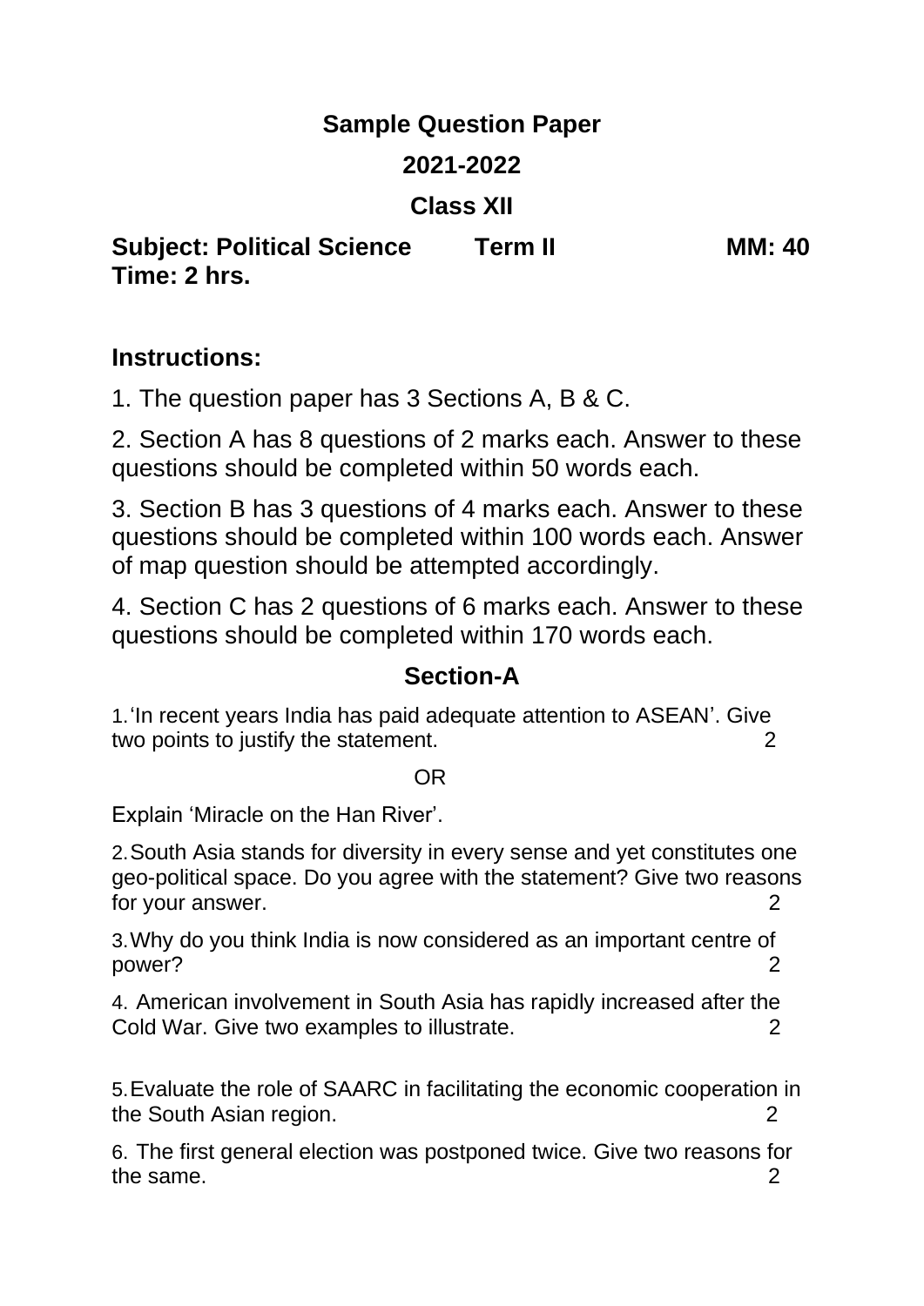# Sample Question Paper

## 2021-2022

## Class XII

**Subject: Political Science** **Term II** **MM: 40**
**Time: 2 hrs.**

### Instructions:

1. The question paper has 3 Sections A, B & C.

2. Section A has 8 questions of 2 marks each. Answer to these questions should be completed within 50 words each.

3. Section B has 3 questions of 4 marks each. Answer to these questions should be completed within 100 words each. Answer of map question should be attempted accordingly.

4. Section C has 2 questions of 6 marks each. Answer to these questions should be completed within 170 words each.

## Section-A

1. 'In recent years India has paid adequate attention to ASEAN'. Give two points to justify the statement. 2

OR

Explain 'Miracle on the Han River'.

2. South Asia stands for diversity in every sense and yet constitutes one geo-political space. Do you agree with the statement? Give two reasons for your answer. 2

3. Why do you think India is now considered as an important centre of power? 2

4. American involvement in South Asia has rapidly increased after the Cold War. Give two examples to illustrate. 2

5. Evaluate the role of SAARC in facilitating the economic cooperation in the South Asian region. 2

6. The first general election was postponed twice. Give two reasons for the same. 2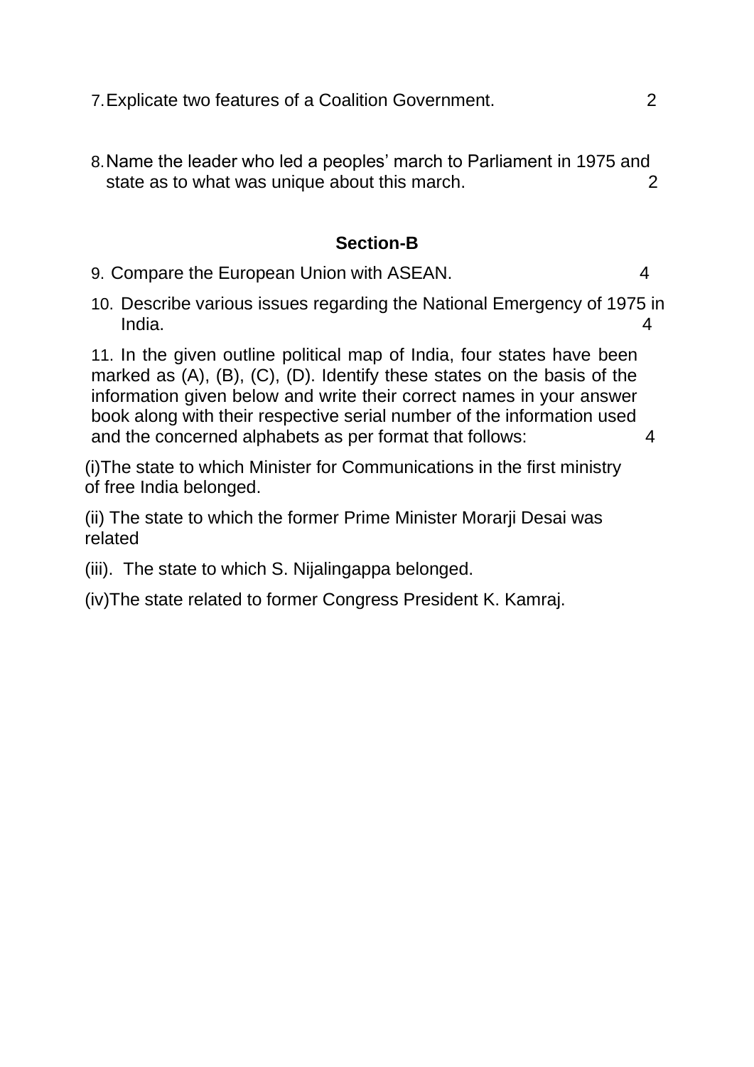7. Explicate two features of a Coalition Government. 2

8. Name the leader who led a peoples' march to Parliament in 1975 and state as to what was unique about this march. 2

## Section-B

9. Compare the European Union with ASEAN. 4

10. Describe various issues regarding the National Emergency of 1975 in India. 4

11. In the given outline political map of India, four states have been marked as (A), (B), (C), (D). Identify these states on the basis of the information given below and write their correct names in your answer book along with their respective serial number of the information used and the concerned alphabets as per format that follows: 4

(i)The state to which Minister for Communications in the first ministry of free India belonged.

(ii) The state to which the former Prime Minister Morarji Desai was related

(iii). The state to which S. Nijalingappa belonged.

(iv)The state related to former Congress President K. Kamraj.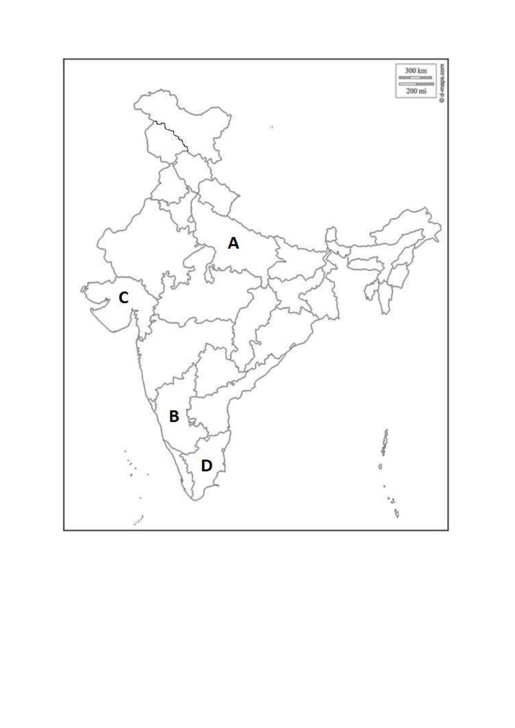300 km

200 mi

© d-maps.com

A

C

B

D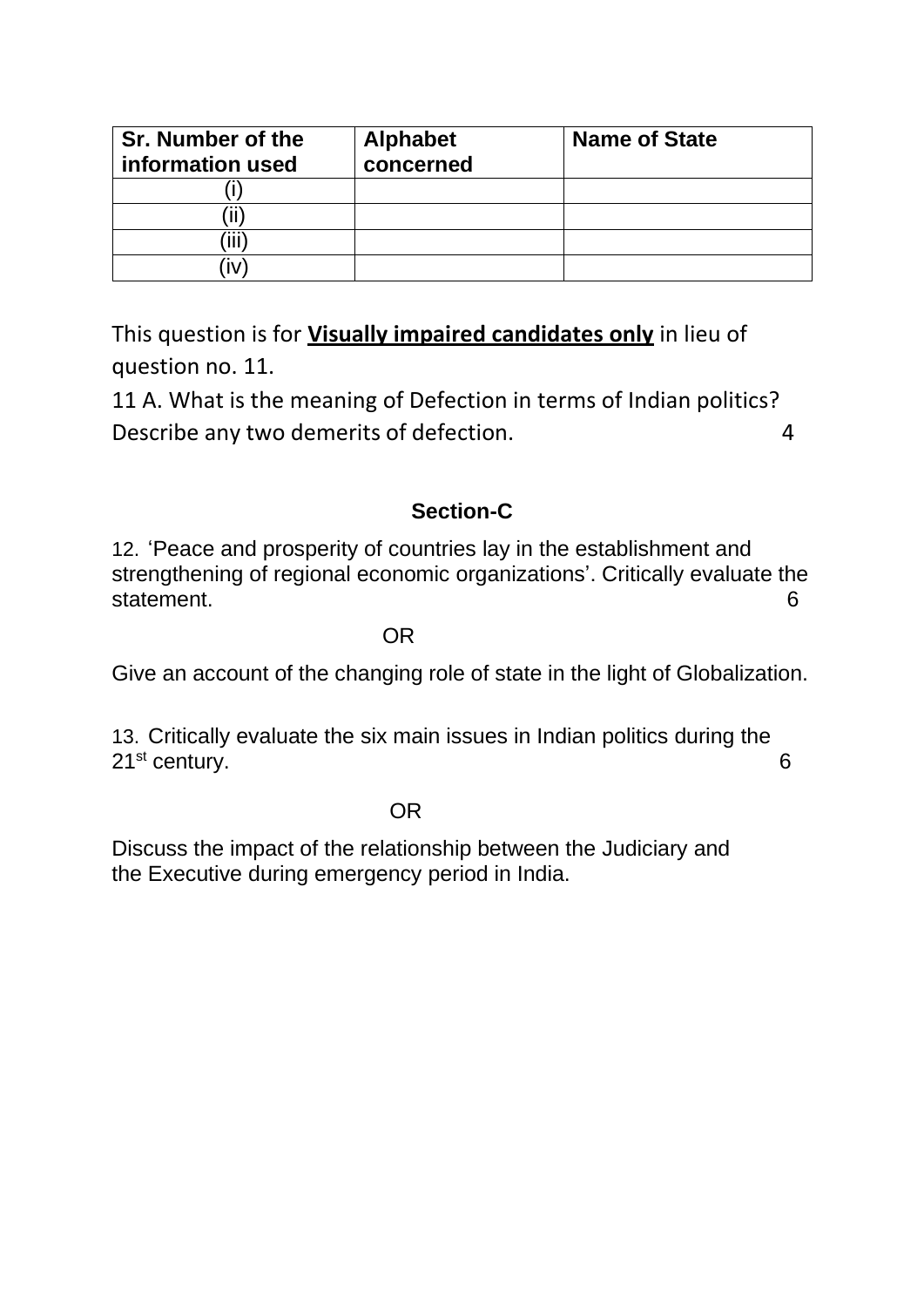| Sr. Number of the information used | Alphabet concerned | Name of State |
|---|---|---|
| (i) | | |
| (ii) | | |
| (iii) | | |
| (iv) | | |

This question is for **Visually impaired candidates only** in lieu of question no. 11.

11 A. What is the meaning of Defection in terms of Indian politics? Describe any two demerits of defection. 4

## Section-C

12. 'Peace and prosperity of countries lay in the establishment and strengthening of regional economic organizations'. Critically evaluate the statement. 6

OR

Give an account of the changing role of state in the light of Globalization.

13. Critically evaluate the six main issues in Indian politics during the 21st century. 6

OR

Discuss the impact of the relationship between the Judiciary and the Executive during emergency period in India.